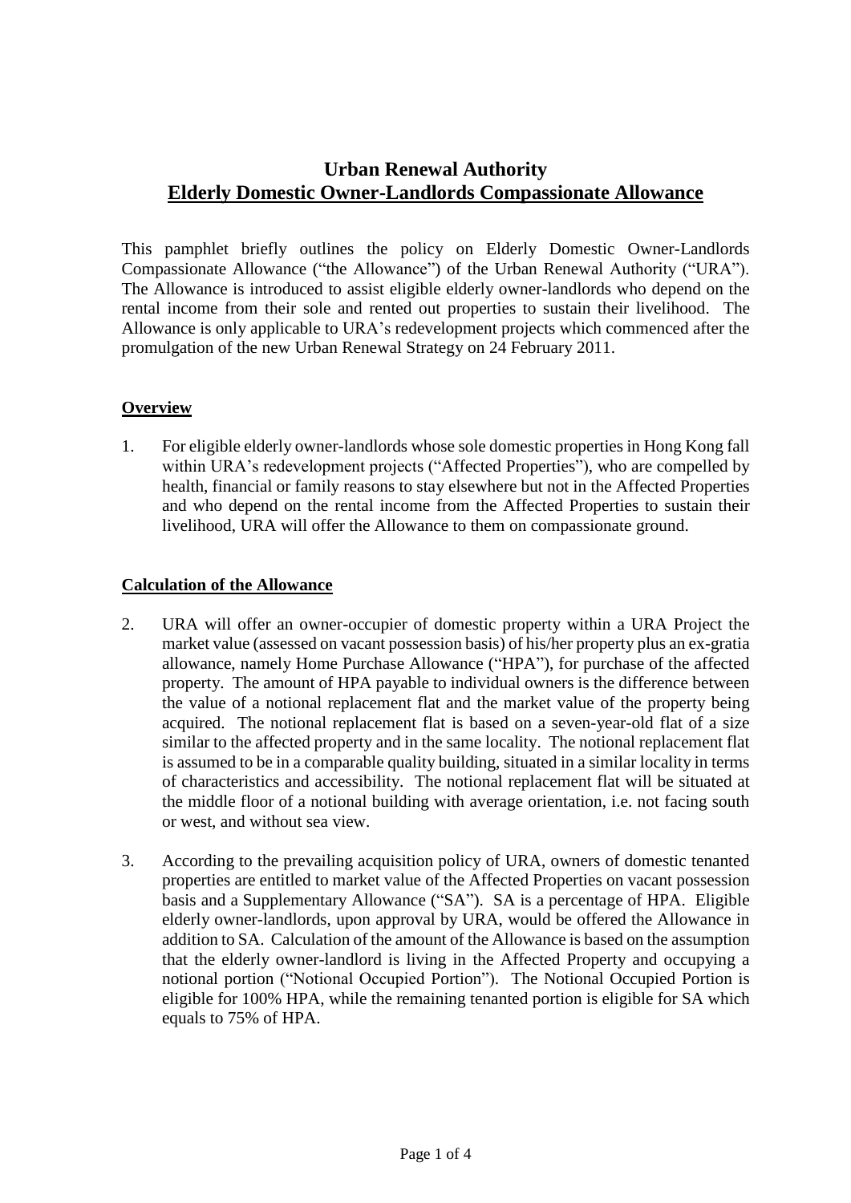# Urban Renewal Authority

## Elderly Domestic Owner-Landlords Compassionate Allowance

This pamphlet briefly outlines the policy on Elderly Domestic Owner-Landlords Compassionate Allowance ("the Allowance") of the Urban Renewal Authority ("URA"). The Allowance is introduced to assist eligible elderly owner-landlords who depend on the rental income from their sole and rented out properties to sustain their livelihood. The Allowance is only applicable to URA's redevelopment projects which commenced after the promulgation of the new Urban Renewal Strategy on 24 February 2011.

### Overview

1. For eligible elderly owner-landlords whose sole domestic properties in Hong Kong fall within URA's redevelopment projects ("Affected Properties"), who are compelled by health, financial or family reasons to stay elsewhere but not in the Affected Properties and who depend on the rental income from the Affected Properties to sustain their livelihood, URA will offer the Allowance to them on compassionate ground.

### Calculation of the Allowance

2. URA will offer an owner-occupier of domestic property within a URA Project the market value (assessed on vacant possession basis) of his/her property plus an ex-gratia allowance, namely Home Purchase Allowance ("HPA"), for purchase of the affected property. The amount of HPA payable to individual owners is the difference between the value of a notional replacement flat and the market value of the property being acquired. The notional replacement flat is based on a seven-year-old flat of a size similar to the affected property and in the same locality. The notional replacement flat is assumed to be in a comparable quality building, situated in a similar locality in terms of characteristics and accessibility. The notional replacement flat will be situated at the middle floor of a notional building with average orientation, i.e. not facing south or west, and without sea view.

3. According to the prevailing acquisition policy of URA, owners of domestic tenanted properties are entitled to market value of the Affected Properties on vacant possession basis and a Supplementary Allowance ("SA"). SA is a percentage of HPA. Eligible elderly owner-landlords, upon approval by URA, would be offered the Allowance in addition to SA. Calculation of the amount of the Allowance is based on the assumption that the elderly owner-landlord is living in the Affected Property and occupying a notional portion ("Notional Occupied Portion"). The Notional Occupied Portion is eligible for 100% HPA, while the remaining tenanted portion is eligible for SA which equals to 75% of HPA.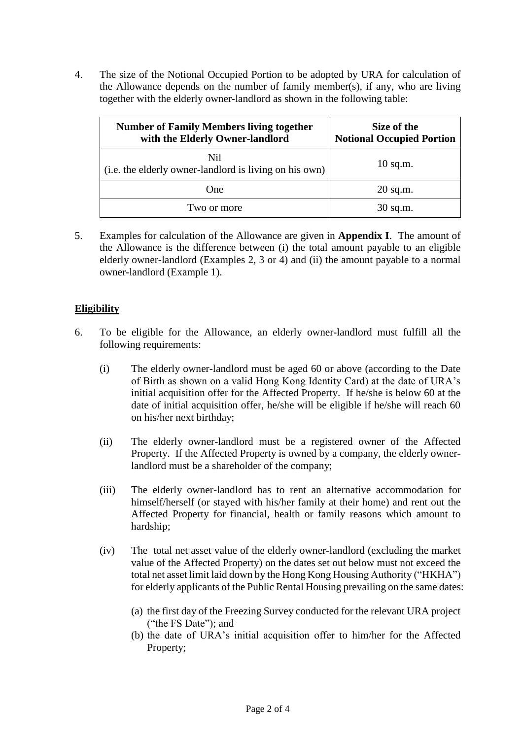4. The size of the Notional Occupied Portion to be adopted by URA for calculation of the Allowance depends on the number of family member(s), if any, who are living together with the elderly owner-landlord as shown in the following table:

| Number of Family Members living together with the Elderly Owner-landlord | Size of the Notional Occupied Portion |
|---|---|
| Nil (i.e. the elderly owner-landlord is living on his own) | 10 sq.m. |
| One | 20 sq.m. |
| Two or more | 30 sq.m. |

5. Examples for calculation of the Allowance are given in **Appendix I**. The amount of the Allowance is the difference between (i) the total amount payable to an eligible elderly owner-landlord (Examples 2, 3 or 4) and (ii) the amount payable to a normal owner-landlord (Example 1).

## **Eligibility**

6. To be eligible for the Allowance, an elderly owner-landlord must fulfill all the following requirements:

   (i) The elderly owner-landlord must be aged 60 or above (according to the Date of Birth as shown on a valid Hong Kong Identity Card) at the date of URA's initial acquisition offer for the Affected Property. If he/she is below 60 at the date of initial acquisition offer, he/she will be eligible if he/she will reach 60 on his/her next birthday;

   (ii) The elderly owner-landlord must be a registered owner of the Affected Property. If the Affected Property is owned by a company, the elderly owner-landlord must be a shareholder of the company;

   (iii) The elderly owner-landlord has to rent an alternative accommodation for himself/herself (or stayed with his/her family at their home) and rent out the Affected Property for financial, health or family reasons which amount to hardship;

   (iv) The total net asset value of the elderly owner-landlord (excluding the market value of the Affected Property) on the dates set out below must not exceed the total net asset limit laid down by the Hong Kong Housing Authority ("HKHA") for elderly applicants of the Public Rental Housing prevailing on the same dates:

      (a) the first day of the Freezing Survey conducted for the relevant URA project ("the FS Date"); and
      (b) the date of URA's initial acquisition offer to him/her for the Affected Property;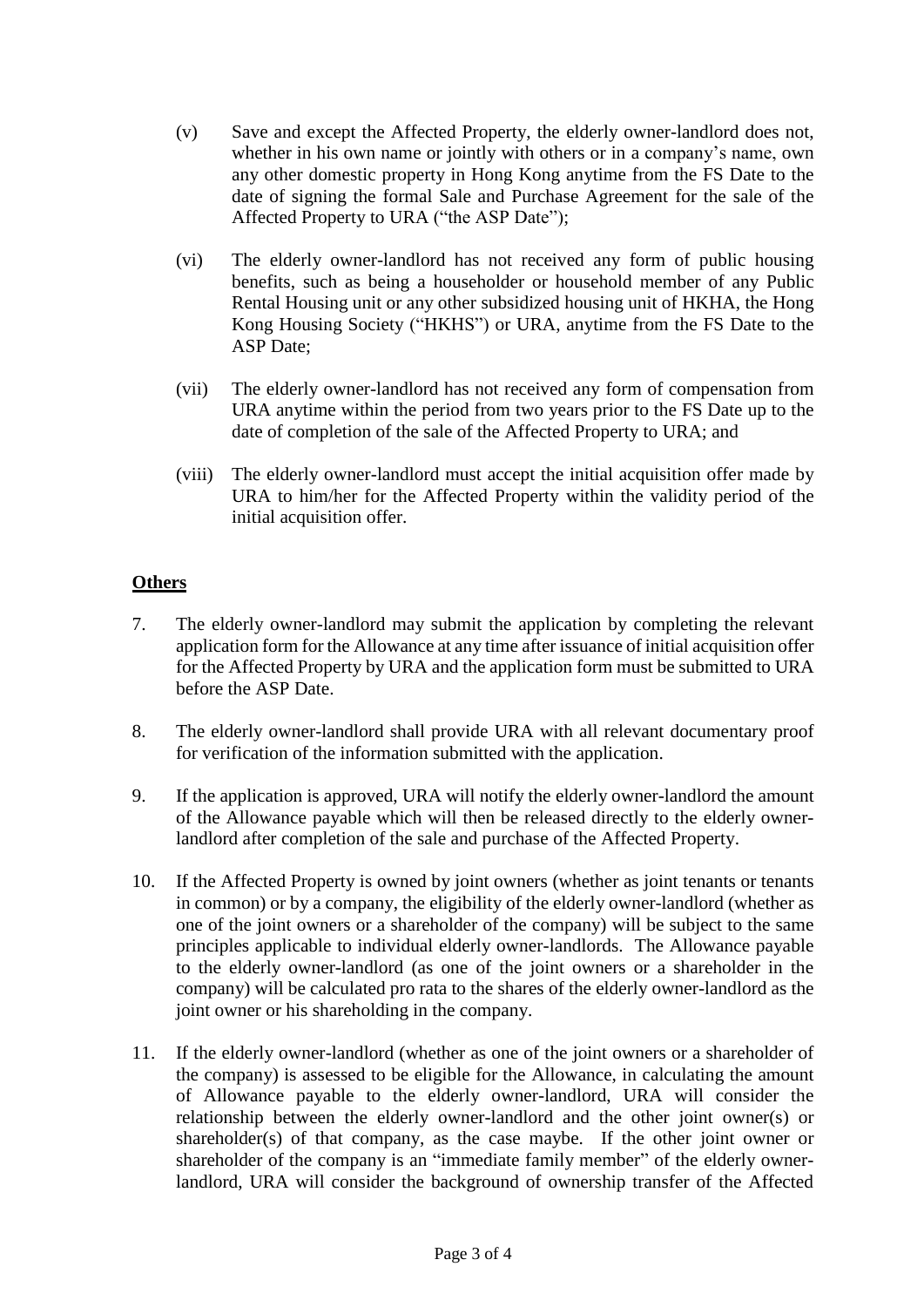(v) Save and except the Affected Property, the elderly owner-landlord does not, whether in his own name or jointly with others or in a company's name, own any other domestic property in Hong Kong anytime from the FS Date to the date of signing the formal Sale and Purchase Agreement for the sale of the Affected Property to URA ("the ASP Date");

(vi) The elderly owner-landlord has not received any form of public housing benefits, such as being a householder or household member of any Public Rental Housing unit or any other subsidized housing unit of HKHA, the Hong Kong Housing Society ("HKHS") or URA, anytime from the FS Date to the ASP Date;

(vii) The elderly owner-landlord has not received any form of compensation from URA anytime within the period from two years prior to the FS Date up to the date of completion of the sale of the Affected Property to URA; and

(viii) The elderly owner-landlord must accept the initial acquisition offer made by URA to him/her for the Affected Property within the validity period of the initial acquisition offer.

**Others**

7. The elderly owner-landlord may submit the application by completing the relevant application form for the Allowance at any time after issuance of initial acquisition offer for the Affected Property by URA and the application form must be submitted to URA before the ASP Date.

8. The elderly owner-landlord shall provide URA with all relevant documentary proof for verification of the information submitted with the application.

9. If the application is approved, URA will notify the elderly owner-landlord the amount of the Allowance payable which will then be released directly to the elderly owner-landlord after completion of the sale and purchase of the Affected Property.

10. If the Affected Property is owned by joint owners (whether as joint tenants or tenants in common) or by a company, the eligibility of the elderly owner-landlord (whether as one of the joint owners or a shareholder of the company) will be subject to the same principles applicable to individual elderly owner-landlords. The Allowance payable to the elderly owner-landlord (as one of the joint owners or a shareholder in the company) will be calculated pro rata to the shares of the elderly owner-landlord as the joint owner or his shareholding in the company.

11. If the elderly owner-landlord (whether as one of the joint owners or a shareholder of the company) is assessed to be eligible for the Allowance, in calculating the amount of Allowance payable to the elderly owner-landlord, URA will consider the relationship between the elderly owner-landlord and the other joint owner(s) or shareholder(s) of that company, as the case maybe. If the other joint owner or shareholder of the company is an "immediate family member" of the elderly owner-landlord, URA will consider the background of ownership transfer of the Affected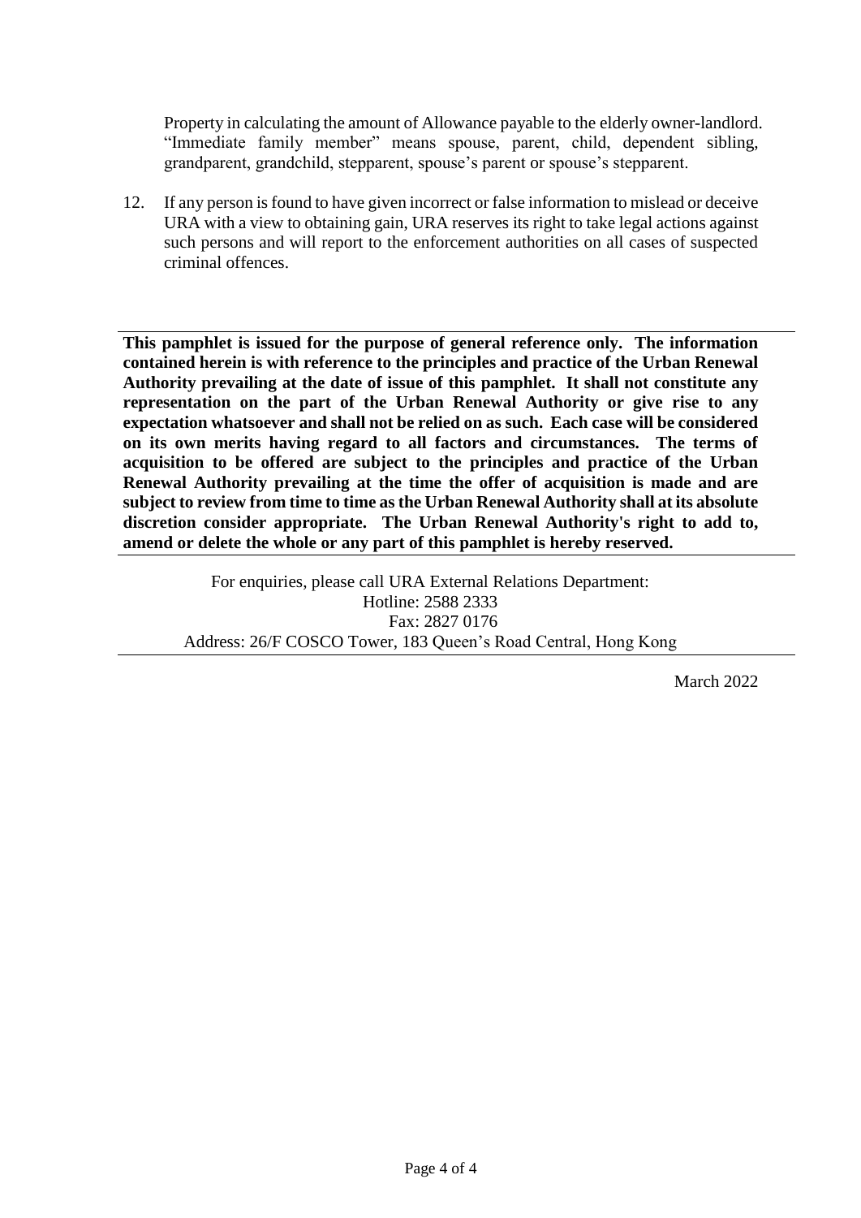Property in calculating the amount of Allowance payable to the elderly owner-landlord. "Immediate family member" means spouse, parent, child, dependent sibling, grandparent, grandchild, stepparent, spouse's parent or spouse's stepparent.

12. If any person is found to have given incorrect or false information to mislead or deceive URA with a view to obtaining gain, URA reserves its right to take legal actions against such persons and will report to the enforcement authorities on all cases of suspected criminal offences.

---

**This pamphlet is issued for the purpose of general reference only. The information contained herein is with reference to the principles and practice of the Urban Renewal Authority prevailing at the date of issue of this pamphlet. It shall not constitute any representation on the part of the Urban Renewal Authority or give rise to any expectation whatsoever and shall not be relied on as such. Each case will be considered on its own merits having regard to all factors and circumstances. The terms of acquisition to be offered are subject to the principles and practice of the Urban Renewal Authority prevailing at the time the offer of acquisition is made and are subject to review from time to time as the Urban Renewal Authority shall at its absolute discretion consider appropriate. The Urban Renewal Authority's right to add to, amend or delete the whole or any part of this pamphlet is hereby reserved.**

---

For enquiries, please call URA External Relations Department:
Hotline: 2588 2333
Fax: 2827 0176
Address: 26/F COSCO Tower, 183 Queen's Road Central, Hong Kong

---

March 2022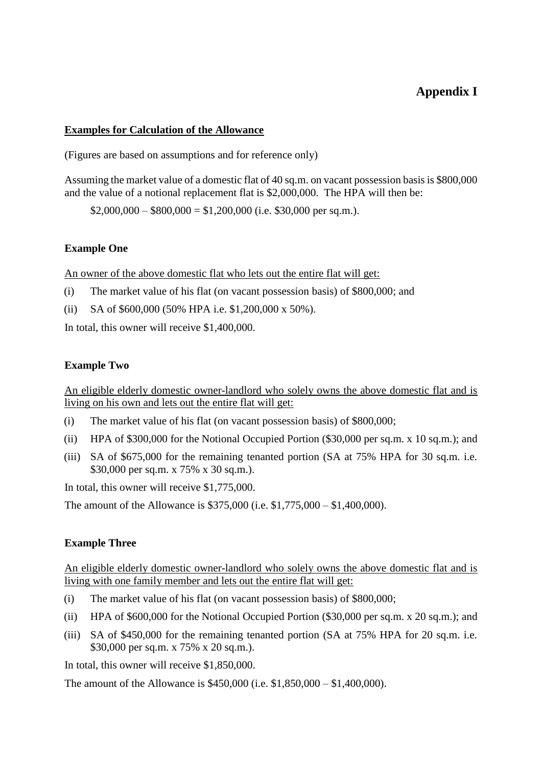# Appendix I

**Examples for Calculation of the Allowance**

(Figures are based on assumptions and for reference only)

Assuming the market value of a domestic flat of 40 sq.m. on vacant possession basis is $800,000 and the value of a notional replacement flat is $2,000,000. The HPA will then be:

$2,000,000 – $800,000 = $1,200,000 (i.e. $30,000 per sq.m.).

### Example One

An owner of the above domestic flat who lets out the entire flat will get:

(i) The market value of his flat (on vacant possession basis) of $800,000; and

(ii) SA of $600,000 (50% HPA i.e. $1,200,000 x 50%).

In total, this owner will receive $1,400,000.

### Example Two

An eligible elderly domestic owner-landlord who solely owns the above domestic flat and is living on his own and lets out the entire flat will get:

(i) The market value of his flat (on vacant possession basis) of $800,000;

(ii) HPA of $300,000 for the Notional Occupied Portion ($30,000 per sq.m. x 10 sq.m.); and

(iii) SA of $675,000 for the remaining tenanted portion (SA at 75% HPA for 30 sq.m. i.e. $30,000 per sq.m. x 75% x 30 sq.m.).

In total, this owner will receive $1,775,000.

The amount of the Allowance is $375,000 (i.e. $1,775,000 – $1,400,000).

### Example Three

An eligible elderly domestic owner-landlord who solely owns the above domestic flat and is living with one family member and lets out the entire flat will get:

(i) The market value of his flat (on vacant possession basis) of $800,000;

(ii) HPA of $600,000 for the Notional Occupied Portion ($30,000 per sq.m. x 20 sq.m.); and

(iii) SA of $450,000 for the remaining tenanted portion (SA at 75% HPA for 20 sq.m. i.e. $30,000 per sq.m. x 75% x 20 sq.m.).

In total, this owner will receive $1,850,000.

The amount of the Allowance is $450,000 (i.e. $1,850,000 – $1,400,000).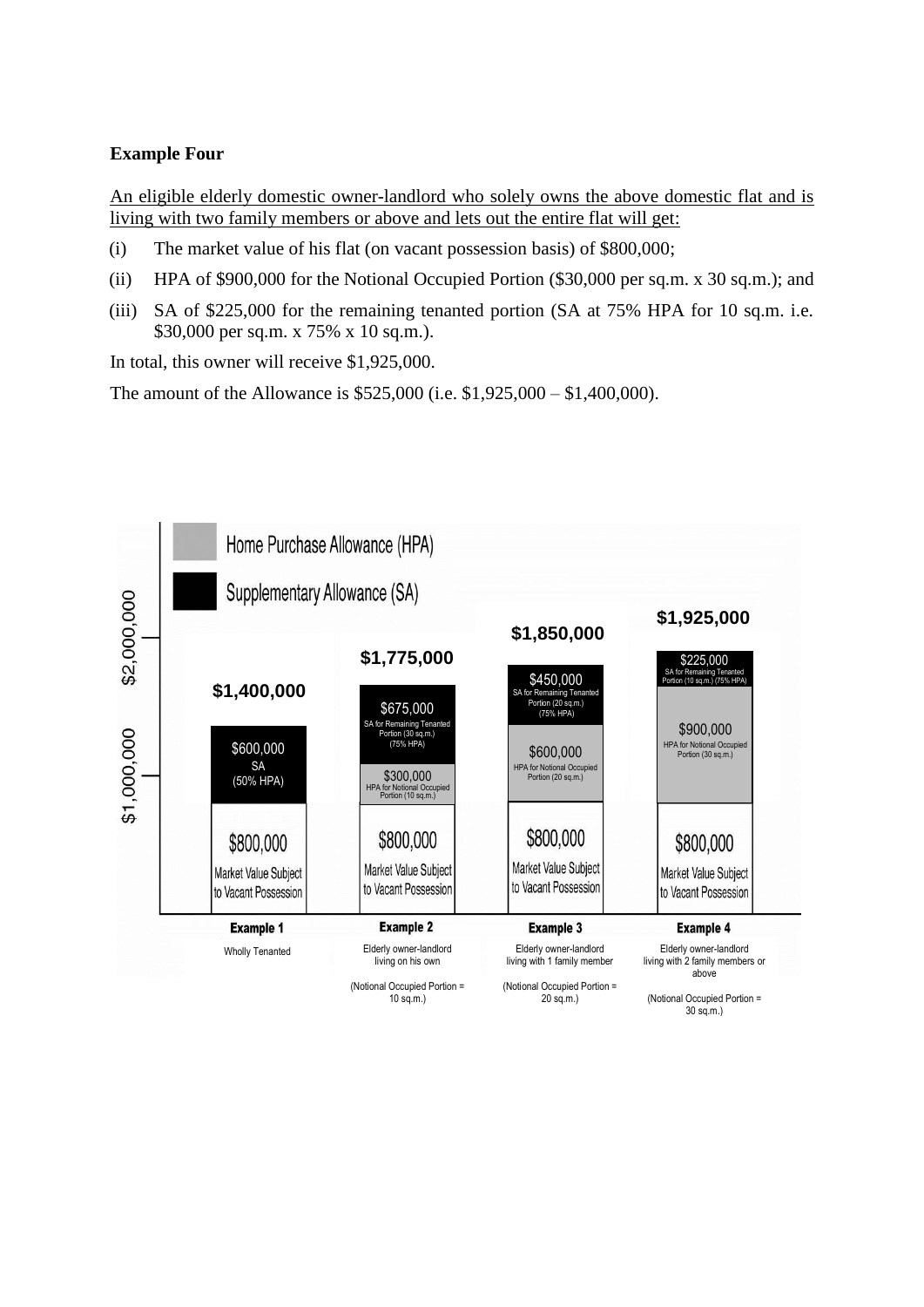**Example Four**

An eligible elderly domestic owner-landlord who solely owns the above domestic flat and is living with two family members or above and lets out the entire flat will get:

(i) The market value of his flat (on vacant possession basis) of $800,000;

(ii) HPA of $900,000 for the Notional Occupied Portion ($30,000 per sq.m. x 30 sq.m.); and

(iii) SA of $225,000 for the remaining tenanted portion (SA at 75% HPA for 10 sq.m. i.e. $30,000 per sq.m. x 75% x 10 sq.m.).

In total, this owner will receive $1,925,000.

The amount of the Allowance is $525,000 (i.e. $1,925,000 – $1,400,000).

Home Purchase Allowance (HPA)

Supplementary Allowance (SA)

$2,000,000

$1,000,000

$1,400,000

$600,000
SA
(50% HPA)

$800,000
Market Value Subject to Vacant Possession

Example 1
Wholly Tenanted

$1,775,000

$675,000
SA for Remaining Tenanted Portion (30 sq.m.) (75% HPA)

$300,000
HPA for Notional Occupied Portion (10 sq.m.)

$800,000
Market Value Subject to Vacant Possession

Example 2
Elderly owner-landlord living on his own
(Notional Occupied Portion = 10 sq.m.)

$1,850,000

$450,000
SA for Remaining Tenanted Portion (20 sq.m.) (75% HPA)

$600,000
HPA for Notional Occupied Portion (20 sq.m.)

$800,000
Market Value Subject to Vacant Possession

Example 3
Elderly owner-landlord living with 1 family member
(Notional Occupied Portion = 20 sq.m.)

$1,925,000

$225,000
SA for Remaining Tenanted Portion (10 sq.m.) (75% HPA)

$900,000
HPA for Notional Occupied Portion (30 sq.m.)

$800,000
Market Value Subject to Vacant Possession

Example 4
Elderly owner-landlord living with 2 family members or above
(Notional Occupied Portion = 30 sq.m.)